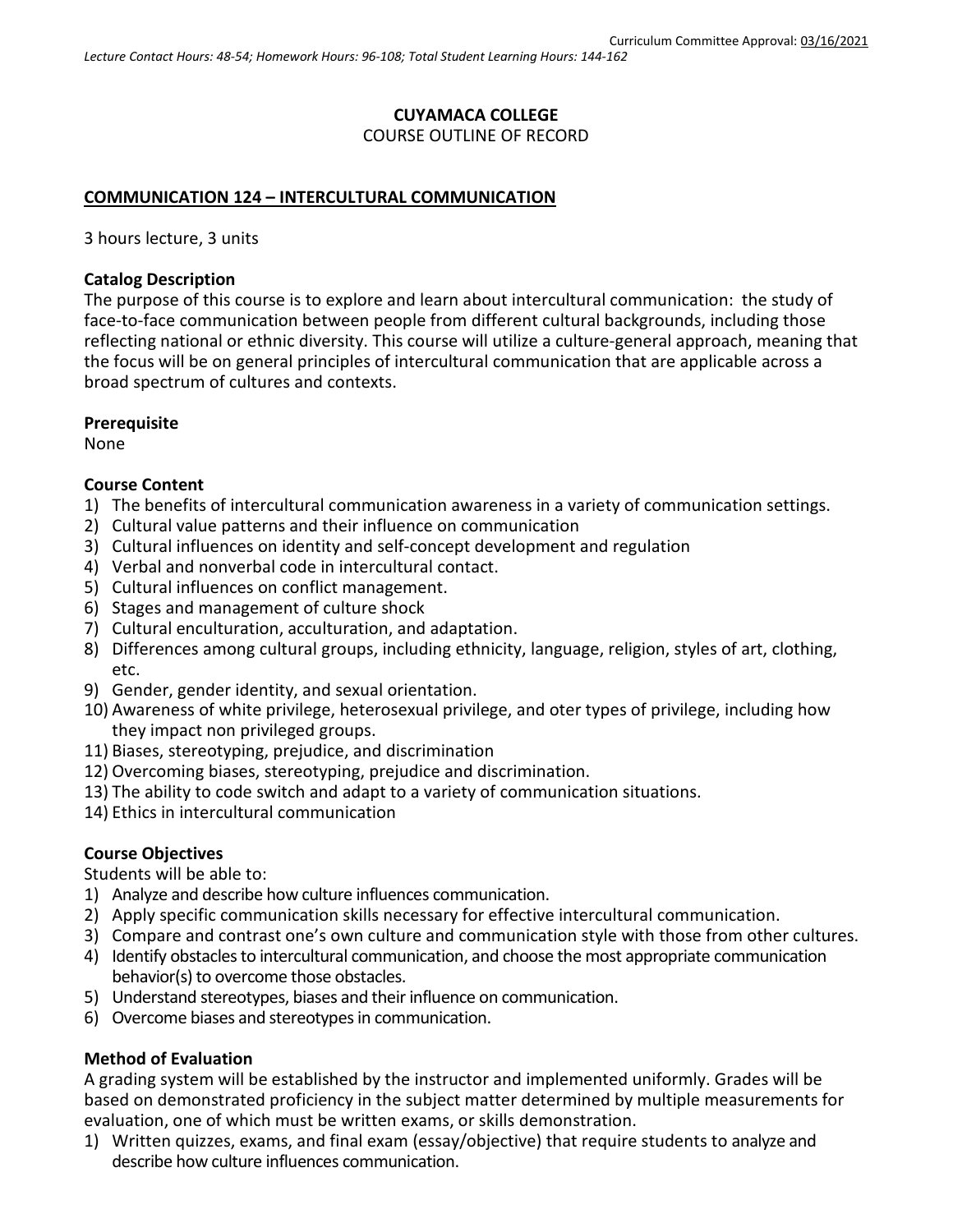Curriculum Committee Approval: 03/16/2021

*Lecture Contact Hours: 48-54; Homework Hours: 96-108; Total Student Learning Hours: 144-162*

**CUYAMACA COLLEGE**
COURSE OUTLINE OF RECORD

**COMMUNICATION 124 – INTERCULTURAL COMMUNICATION**

3 hours lecture, 3 units

**Catalog Description**
The purpose of this course is to explore and learn about intercultural communication: the study of face-to-face communication between people from different cultural backgrounds, including those reflecting national or ethnic diversity. This course will utilize a culture-general approach, meaning that the focus will be on general principles of intercultural communication that are applicable across a broad spectrum of cultures and contexts.

**Prerequisite**
None

**Course Content**
1) The benefits of intercultural communication awareness in a variety of communication settings.
2) Cultural value patterns and their influence on communication
3) Cultural influences on identity and self-concept development and regulation
4) Verbal and nonverbal code in intercultural contact.
5) Cultural influences on conflict management.
6) Stages and management of culture shock
7) Cultural enculturation, acculturation, and adaptation.
8) Differences among cultural groups, including ethnicity, language, religion, styles of art, clothing, etc.
9) Gender, gender identity, and sexual orientation.
10) Awareness of white privilege, heterosexual privilege, and oter types of privilege, including how they impact non privileged groups.
11) Biases, stereotyping, prejudice, and discrimination
12) Overcoming biases, stereotyping, prejudice and discrimination.
13) The ability to code switch and adapt to a variety of communication situations.
14) Ethics in intercultural communication

**Course Objectives**
Students will be able to:
1) Analyze and describe how culture influences communication.
2) Apply specific communication skills necessary for effective intercultural communication.
3) Compare and contrast one's own culture and communication style with those from other cultures.
4) Identify obstacles to intercultural communication, and choose the most appropriate communication behavior(s) to overcome those obstacles.
5) Understand stereotypes, biases and their influence on communication.
6) Overcome biases and stereotypes in communication.

**Method of Evaluation**
A grading system will be established by the instructor and implemented uniformly. Grades will be based on demonstrated proficiency in the subject matter determined by multiple measurements for evaluation, one of which must be written exams, or skills demonstration.
1) Written quizzes, exams, and final exam (essay/objective) that require students to analyze and describe how culture influences communication.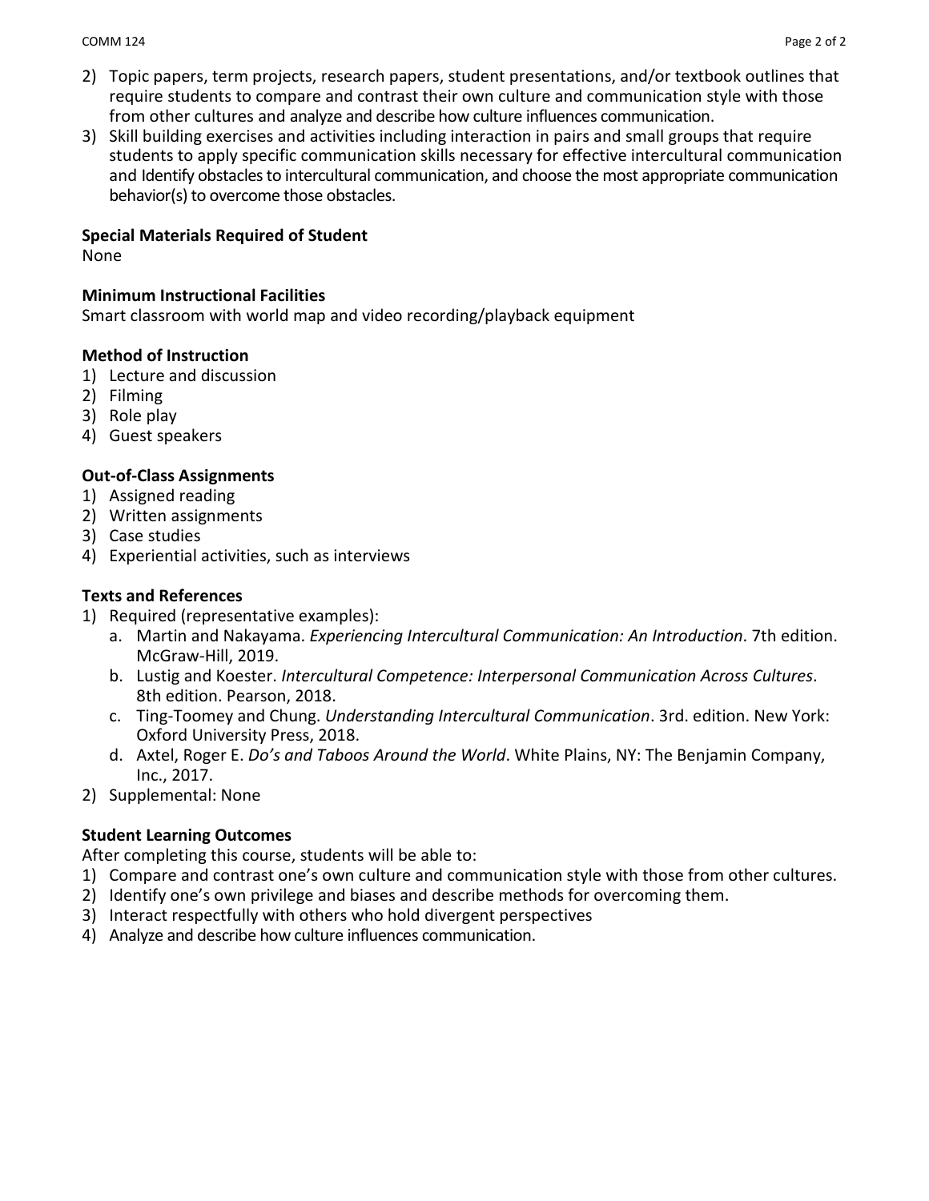2) Topic papers, term projects, research papers, student presentations, and/or textbook outlines that require students to compare and contrast their own culture and communication style with those from other cultures and analyze and describe how culture influences communication.
3) Skill building exercises and activities including interaction in pairs and small groups that require students to apply specific communication skills necessary for effective intercultural communication and Identify obstacles to intercultural communication, and choose the most appropriate communication behavior(s) to overcome those obstacles.

**Special Materials Required of Student**

None

**Minimum Instructional Facilities**

Smart classroom with world map and video recording/playback equipment

**Method of Instruction**

1) Lecture and discussion
2) Filming
3) Role play
4) Guest speakers

**Out-of-Class Assignments**

1) Assigned reading
2) Written assignments
3) Case studies
4) Experiential activities, such as interviews

**Texts and References**

1) Required (representative examples):
   a. Martin and Nakayama. *Experiencing Intercultural Communication: An Introduction*. 7th edition. McGraw-Hill, 2019.
   b. Lustig and Koester. *Intercultural Competence: Interpersonal Communication Across Cultures*. 8th edition. Pearson, 2018.
   c. Ting-Toomey and Chung. *Understanding Intercultural Communication*. 3rd. edition. New York: Oxford University Press, 2018.
   d. Axtel, Roger E. *Do's and Taboos Around the World*. White Plains, NY: The Benjamin Company, Inc., 2017.
2) Supplemental: None

**Student Learning Outcomes**

After completing this course, students will be able to:

1) Compare and contrast one's own culture and communication style with those from other cultures.
2) Identify one's own privilege and biases and describe methods for overcoming them.
3) Interact respectfully with others who hold divergent perspectives
4) Analyze and describe how culture influences communication.